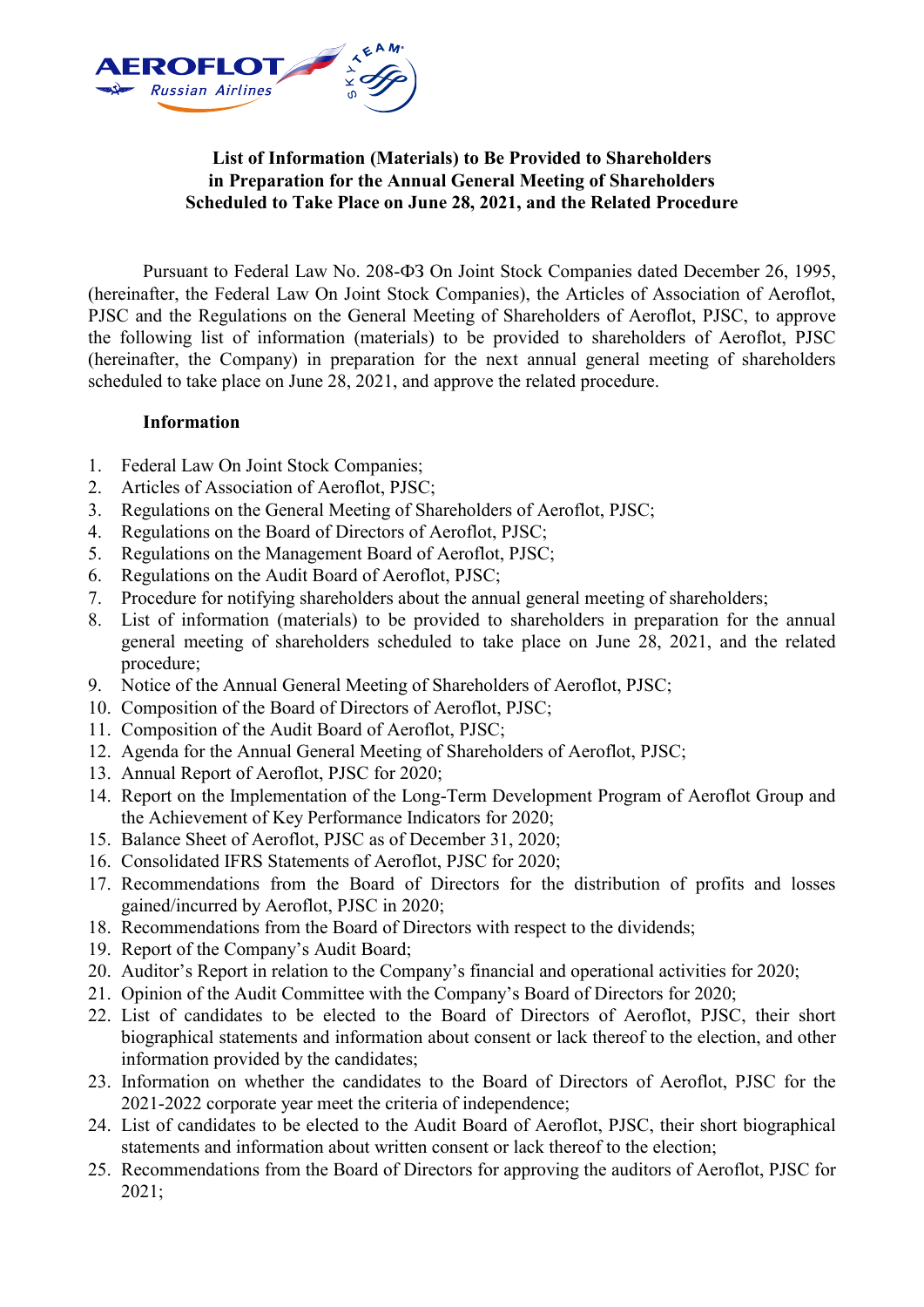**List of Information (Materials) to Be Provided to Shareholders in Preparation for the Annual General Meeting of Shareholders Scheduled to Take Place on June 28, 2021, and the Related Procedure**

Pursuant to Federal Law No. 208-ФЗ On Joint Stock Companies dated December 26, 1995, (hereinafter, the Federal Law On Joint Stock Companies), the Articles of Association of Aeroflot, PJSC and the Regulations on the General Meeting of Shareholders of Aeroflot, PJSC, to approve the following list of information (materials) to be provided to shareholders of Aeroflot, PJSC (hereinafter, the Company) in preparation for the next annual general meeting of shareholders scheduled to take place on June 28, 2021, and approve the related procedure.

**Information**

1. Federal Law On Joint Stock Companies;
2. Articles of Association of Aeroflot, PJSC;
3. Regulations on the General Meeting of Shareholders of Aeroflot, PJSC;
4. Regulations on the Board of Directors of Aeroflot, PJSC;
5. Regulations on the Management Board of Aeroflot, PJSC;
6. Regulations on the Audit Board of Aeroflot, PJSC;
7. Procedure for notifying shareholders about the annual general meeting of shareholders;
8. List of information (materials) to be provided to shareholders in preparation for the annual general meeting of shareholders scheduled to take place on June 28, 2021, and the related procedure;
9. Notice of the Annual General Meeting of Shareholders of Aeroflot, PJSC;
10. Composition of the Board of Directors of Aeroflot, PJSC;
11. Composition of the Audit Board of Aeroflot, PJSC;
12. Agenda for the Annual General Meeting of Shareholders of Aeroflot, PJSC;
13. Annual Report of Aeroflot, PJSC for 2020;
14. Report on the Implementation of the Long-Term Development Program of Aeroflot Group and the Achievement of Key Performance Indicators for 2020;
15. Balance Sheet of Aeroflot, PJSC as of December 31, 2020;
16. Consolidated IFRS Statements of Aeroflot, PJSC for 2020;
17. Recommendations from the Board of Directors for the distribution of profits and losses gained/incurred by Aeroflot, PJSC in 2020;
18. Recommendations from the Board of Directors with respect to the dividends;
19. Report of the Company's Audit Board;
20. Auditor's Report in relation to the Company's financial and operational activities for 2020;
21. Opinion of the Audit Committee with the Company's Board of Directors for 2020;
22. List of candidates to be elected to the Board of Directors of Aeroflot, PJSC, their short biographical statements and information about consent or lack thereof to the election, and other information provided by the candidates;
23. Information on whether the candidates to the Board of Directors of Aeroflot, PJSC for the 2021-2022 corporate year meet the criteria of independence;
24. List of candidates to be elected to the Audit Board of Aeroflot, PJSC, their short biographical statements and information about written consent or lack thereof to the election;
25. Recommendations from the Board of Directors for approving the auditors of Aeroflot, PJSC for 2021;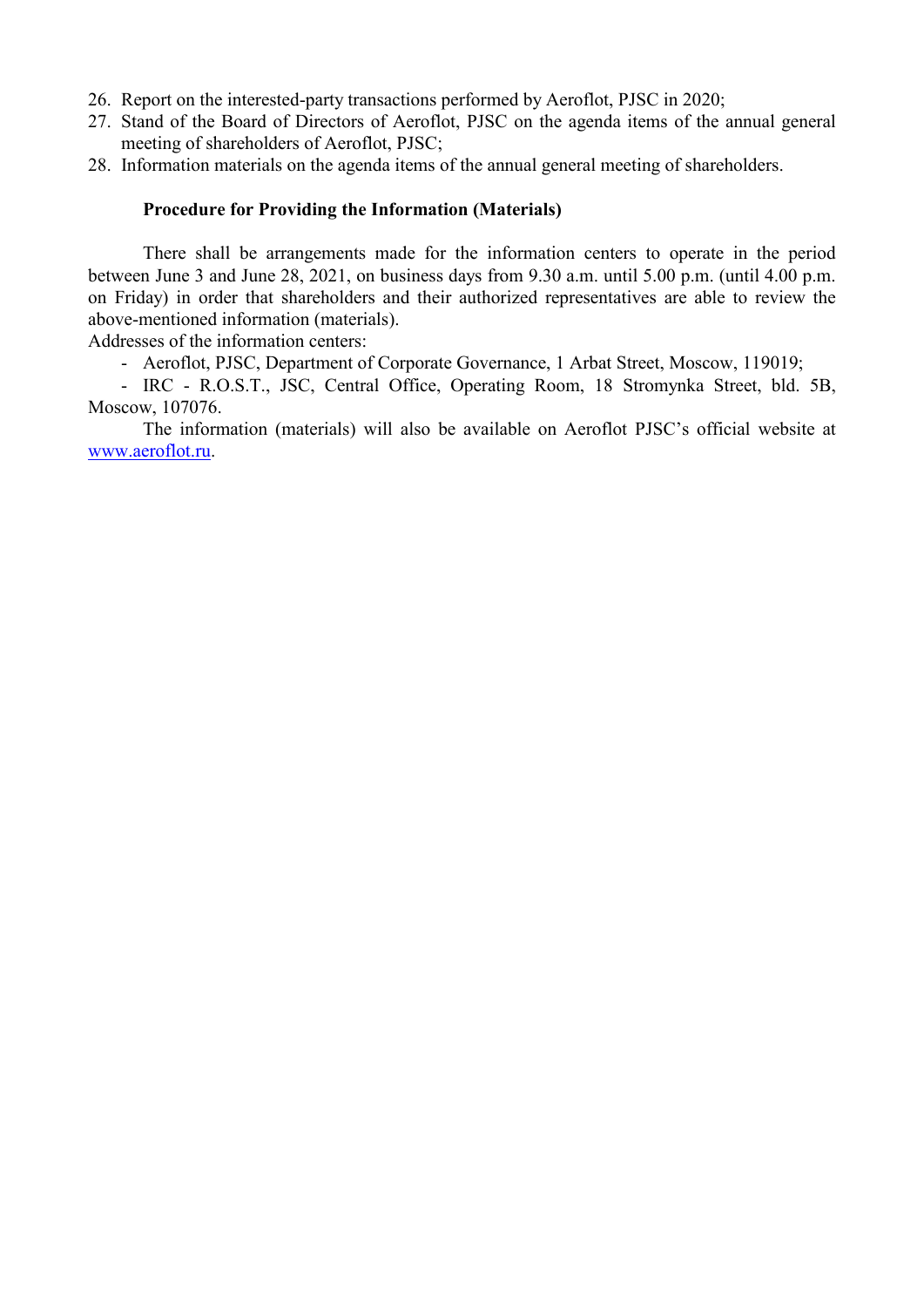26. Report on the interested-party transactions performed by Aeroflot, PJSC in 2020;
27. Stand of the Board of Directors of Aeroflot, PJSC on the agenda items of the annual general meeting of shareholders of Aeroflot, PJSC;
28. Information materials on the agenda items of the annual general meeting of shareholders.

**Procedure for Providing the Information (Materials)**

There shall be arrangements made for the information centers to operate in the period between June 3 and June 28, 2021, on business days from 9.30 a.m. until 5.00 p.m. (until 4.00 p.m. on Friday) in order that shareholders and their authorized representatives are able to review the above-mentioned information (materials).

Addresses of the information centers:

- Aeroflot, PJSC, Department of Corporate Governance, 1 Arbat Street, Moscow, 119019;
- IRC - R.O.S.T., JSC, Central Office, Operating Room, 18 Stromynka Street, bld. 5B, Moscow, 107076.

The information (materials) will also be available on Aeroflot PJSC's official website at www.aeroflot.ru.